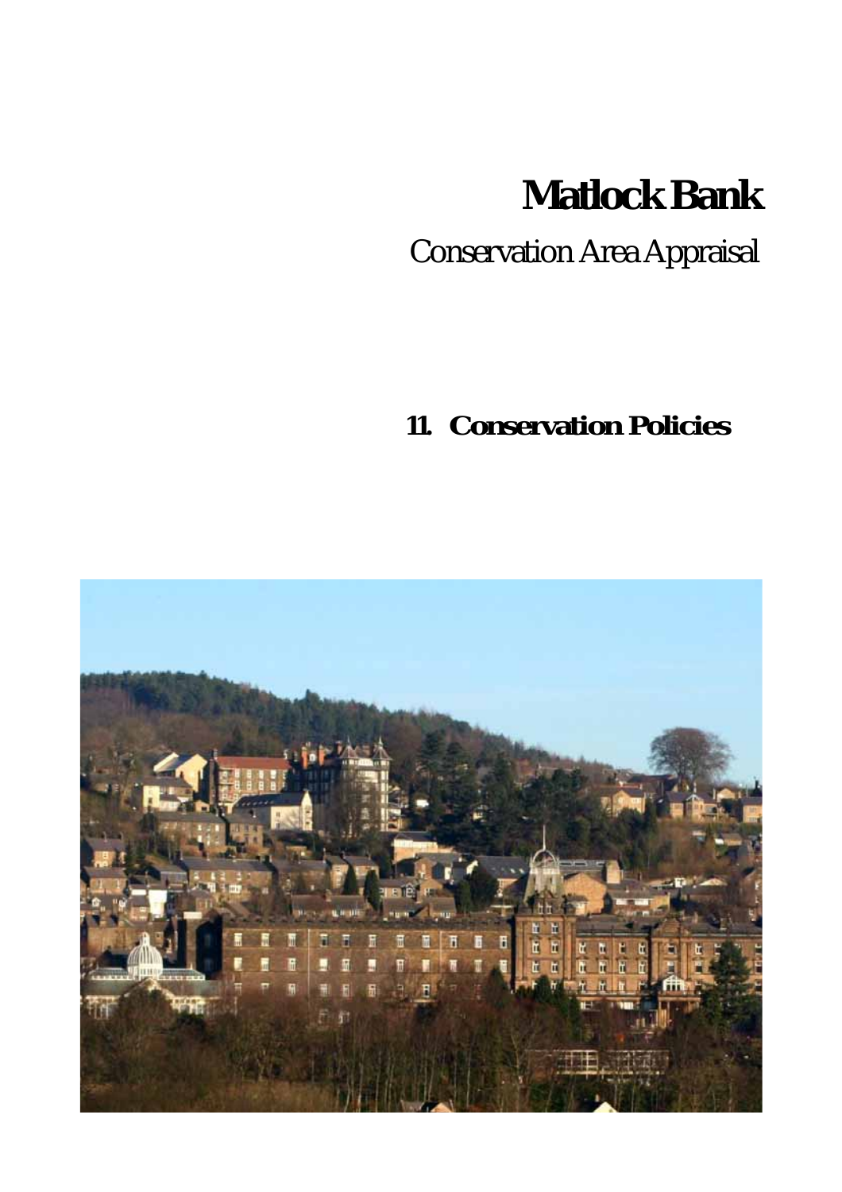# Matlock Bank

Conservation Area Appraisal

## 11. Conservation Policies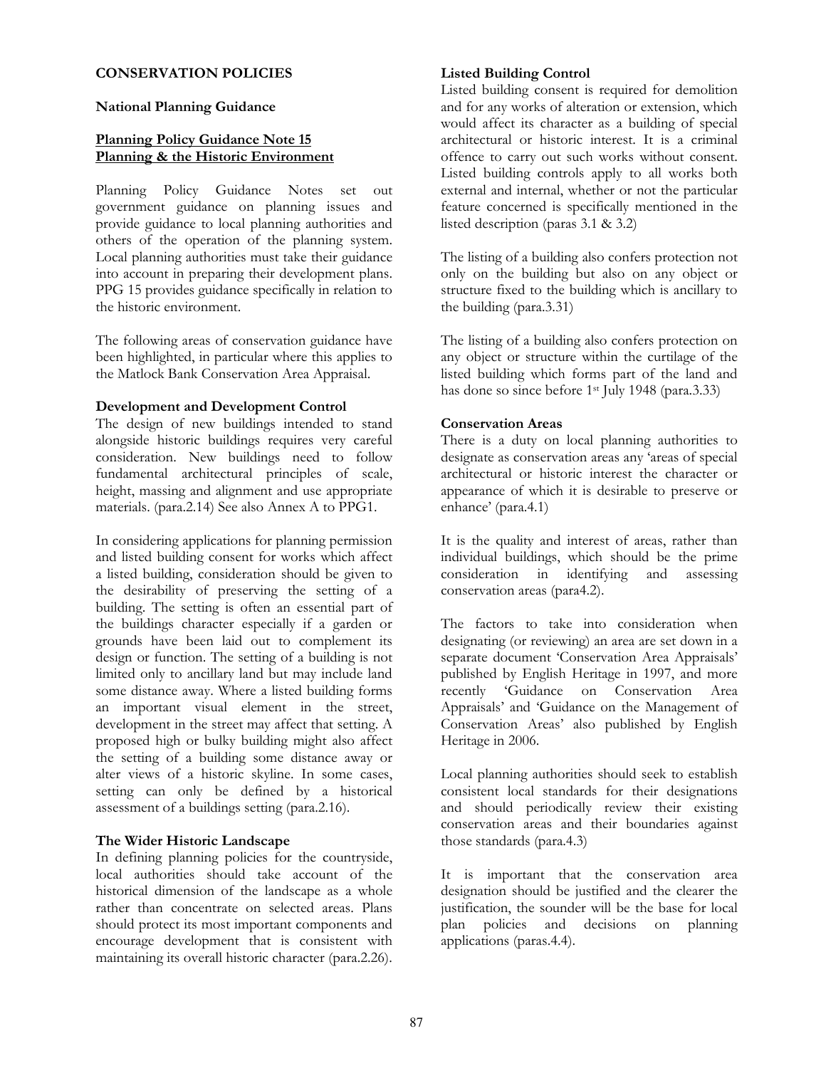## CONSERVATION POLICIES

### National Planning Guidance

### Planning Policy Guidance Note 15 Planning & the Historic Environment

Planning Policy Guidance Notes set out government guidance on planning issues and provide guidance to local planning authorities and others of the operation of the planning system. Local planning authorities must take their guidance into account in preparing their development plans. PPG 15 provides guidance specifically in relation to the historic environment.

The following areas of conservation guidance have been highlighted, in particular where this applies to the Matlock Bank Conservation Area Appraisal.

**Development and Development Control**

The design of new buildings intended to stand alongside historic buildings requires very careful consideration. New buildings need to follow fundamental architectural principles of scale, height, massing and alignment and use appropriate materials. (para.2.14) See also Annex A to PPG1.

In considering applications for planning permission and listed building consent for works which affect a listed building, consideration should be given to the desirability of preserving the setting of a building. The setting is often an essential part of the buildings character especially if a garden or grounds have been laid out to complement its design or function. The setting of a building is not limited only to ancillary land but may include land some distance away. Where a listed building forms an important visual element in the street, development in the street may affect that setting. A proposed high or bulky building might also affect the setting of a building some distance away or alter views of a historic skyline. In some cases, setting can only be defined by a historical assessment of a buildings setting (para.2.16).

**The Wider Historic Landscape**

In defining planning policies for the countryside, local authorities should take account of the historical dimension of the landscape as a whole rather than concentrate on selected areas. Plans should protect its most important components and encourage development that is consistent with maintaining its overall historic character (para.2.26).

**Listed Building Control**

Listed building consent is required for demolition and for any works of alteration or extension, which would affect its character as a building of special architectural or historic interest. It is a criminal offence to carry out such works without consent. Listed building controls apply to all works both external and internal, whether or not the particular feature concerned is specifically mentioned in the listed description (paras 3.1 & 3.2)

The listing of a building also confers protection not only on the building but also on any object or structure fixed to the building which is ancillary to the building (para.3.31)

The listing of a building also confers protection on any object or structure within the curtilage of the listed building which forms part of the land and has done so since before 1st July 1948 (para.3.33)

**Conservation Areas**

There is a duty on local planning authorities to designate as conservation areas any 'areas of special architectural or historic interest the character or appearance of which it is desirable to preserve or enhance' (para.4.1)

It is the quality and interest of areas, rather than individual buildings, which should be the prime consideration in identifying and assessing conservation areas (para4.2).

The factors to take into consideration when designating (or reviewing) an area are set down in a separate document 'Conservation Area Appraisals' published by English Heritage in 1997, and more recently 'Guidance on Conservation Area Appraisals' and 'Guidance on the Management of Conservation Areas' also published by English Heritage in 2006.

Local planning authorities should seek to establish consistent local standards for their designations and should periodically review their existing conservation areas and their boundaries against those standards (para.4.3)

It is important that the conservation area designation should be justified and the clearer the justification, the sounder will be the base for local plan policies and decisions on planning applications (paras.4.4).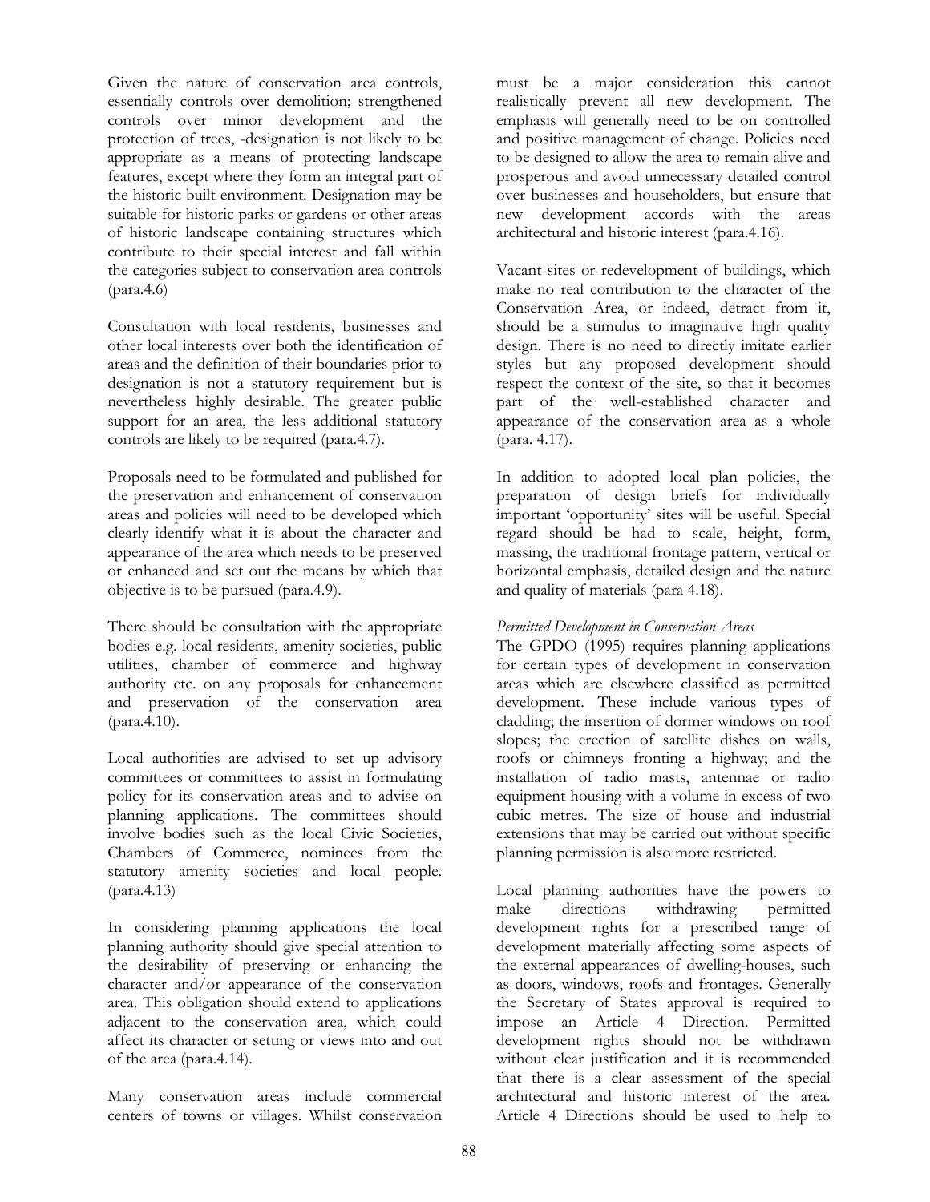Given the nature of conservation area controls, essentially controls over demolition; strengthened controls over minor development and the protection of trees, -designation is not likely to be appropriate as a means of protecting landscape features, except where they form an integral part of the historic built environment. Designation may be suitable for historic parks or gardens or other areas of historic landscape containing structures which contribute to their special interest and fall within the categories subject to conservation area controls (para.4.6)

Consultation with local residents, businesses and other local interests over both the identification of areas and the definition of their boundaries prior to designation is not a statutory requirement but is nevertheless highly desirable. The greater public support for an area, the less additional statutory controls are likely to be required (para.4.7).

Proposals need to be formulated and published for the preservation and enhancement of conservation areas and policies will need to be developed which clearly identify what it is about the character and appearance of the area which needs to be preserved or enhanced and set out the means by which that objective is to be pursued (para.4.9).

There should be consultation with the appropriate bodies e.g. local residents, amenity societies, public utilities, chamber of commerce and highway authority etc. on any proposals for enhancement and preservation of the conservation area (para.4.10).

Local authorities are advised to set up advisory committees or committees to assist in formulating policy for its conservation areas and to advise on planning applications. The committees should involve bodies such as the local Civic Societies, Chambers of Commerce, nominees from the statutory amenity societies and local people. (para.4.13)

In considering planning applications the local planning authority should give special attention to the desirability of preserving or enhancing the character and/or appearance of the conservation area. This obligation should extend to applications adjacent to the conservation area, which could affect its character or setting or views into and out of the area (para.4.14).

Many conservation areas include commercial centers of towns or villages. Whilst conservation must be a major consideration this cannot realistically prevent all new development. The emphasis will generally need to be on controlled and positive management of change. Policies need to be designed to allow the area to remain alive and prosperous and avoid unnecessary detailed control over businesses and householders, but ensure that new development accords with the areas architectural and historic interest (para.4.16).

Vacant sites or redevelopment of buildings, which make no real contribution to the character of the Conservation Area, or indeed, detract from it, should be a stimulus to imaginative high quality design. There is no need to directly imitate earlier styles but any proposed development should respect the context of the site, so that it becomes part of the well-established character and appearance of the conservation area as a whole (para. 4.17).

In addition to adopted local plan policies, the preparation of design briefs for individually important 'opportunity' sites will be useful. Special regard should be had to scale, height, form, massing, the traditional frontage pattern, vertical or horizontal emphasis, detailed design and the nature and quality of materials (para 4.18).

*Permitted Development in Conservation Areas*

The GPDO (1995) requires planning applications for certain types of development in conservation areas which are elsewhere classified as permitted development. These include various types of cladding; the insertion of dormer windows on roof slopes; the erection of satellite dishes on walls, roofs or chimneys fronting a highway; and the installation of radio masts, antennae or radio equipment housing with a volume in excess of two cubic metres. The size of house and industrial extensions that may be carried out without specific planning permission is also more restricted.

Local planning authorities have the powers to make directions withdrawing permitted development rights for a prescribed range of development materially affecting some aspects of the external appearances of dwelling-houses, such as doors, windows, roofs and frontages. Generally the Secretary of States approval is required to impose an Article 4 Direction. Permitted development rights should not be withdrawn without clear justification and it is recommended that there is a clear assessment of the special architectural and historic interest of the area. Article 4 Directions should be used to help to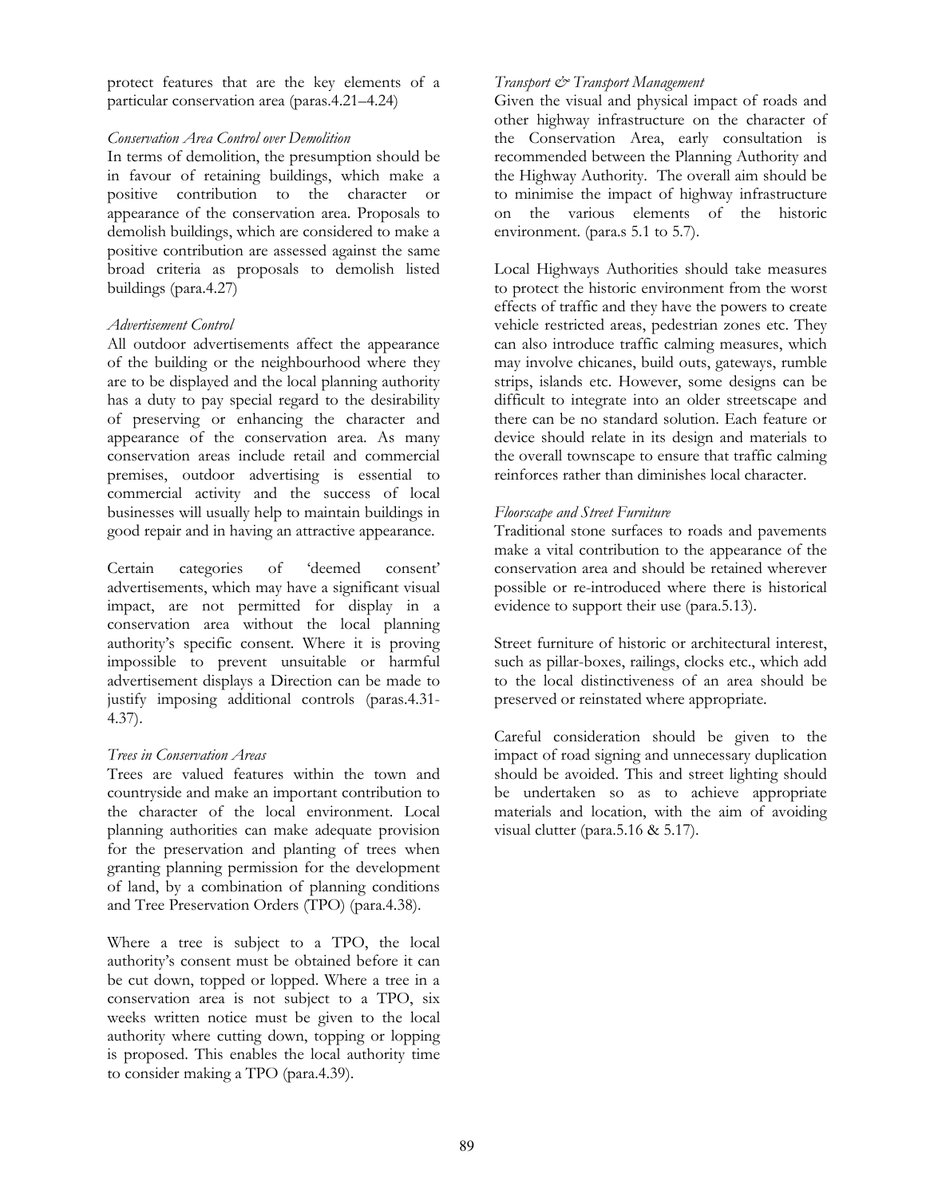protect features that are the key elements of a particular conservation area (paras.4.21–4.24)

*Conservation Area Control over Demolition*

In terms of demolition, the presumption should be in favour of retaining buildings, which make a positive contribution to the character or appearance of the conservation area. Proposals to demolish buildings, which are considered to make a positive contribution are assessed against the same broad criteria as proposals to demolish listed buildings (para.4.27)

*Advertisement Control*

All outdoor advertisements affect the appearance of the building or the neighbourhood where they are to be displayed and the local planning authority has a duty to pay special regard to the desirability of preserving or enhancing the character and appearance of the conservation area. As many conservation areas include retail and commercial premises, outdoor advertising is essential to commercial activity and the success of local businesses will usually help to maintain buildings in good repair and in having an attractive appearance.

Certain categories of 'deemed consent' advertisements, which may have a significant visual impact, are not permitted for display in a conservation area without the local planning authority's specific consent. Where it is proving impossible to prevent unsuitable or harmful advertisement displays a Direction can be made to justify imposing additional controls (paras.4.31-4.37).

*Trees in Conservation Areas*

Trees are valued features within the town and countryside and make an important contribution to the character of the local environment. Local planning authorities can make adequate provision for the preservation and planting of trees when granting planning permission for the development of land, by a combination of planning conditions and Tree Preservation Orders (TPO) (para.4.38).

Where a tree is subject to a TPO, the local authority's consent must be obtained before it can be cut down, topped or lopped. Where a tree in a conservation area is not subject to a TPO, six weeks written notice must be given to the local authority where cutting down, topping or lopping is proposed. This enables the local authority time to consider making a TPO (para.4.39).

*Transport & Transport Management*

Given the visual and physical impact of roads and other highway infrastructure on the character of the Conservation Area, early consultation is recommended between the Planning Authority and the Highway Authority. The overall aim should be to minimise the impact of highway infrastructure on the various elements of the historic environment. (para.s 5.1 to 5.7).

Local Highways Authorities should take measures to protect the historic environment from the worst effects of traffic and they have the powers to create vehicle restricted areas, pedestrian zones etc. They can also introduce traffic calming measures, which may involve chicanes, build outs, gateways, rumble strips, islands etc. However, some designs can be difficult to integrate into an older streetscape and there can be no standard solution. Each feature or device should relate in its design and materials to the overall townscape to ensure that traffic calming reinforces rather than diminishes local character.

*Floorscape and Street Furniture*

Traditional stone surfaces to roads and pavements make a vital contribution to the appearance of the conservation area and should be retained wherever possible or re-introduced where there is historical evidence to support their use (para.5.13).

Street furniture of historic or architectural interest, such as pillar-boxes, railings, clocks etc., which add to the local distinctiveness of an area should be preserved or reinstated where appropriate.

Careful consideration should be given to the impact of road signing and unnecessary duplication should be avoided. This and street lighting should be undertaken so as to achieve appropriate materials and location, with the aim of avoiding visual clutter (para.5.16 & 5.17).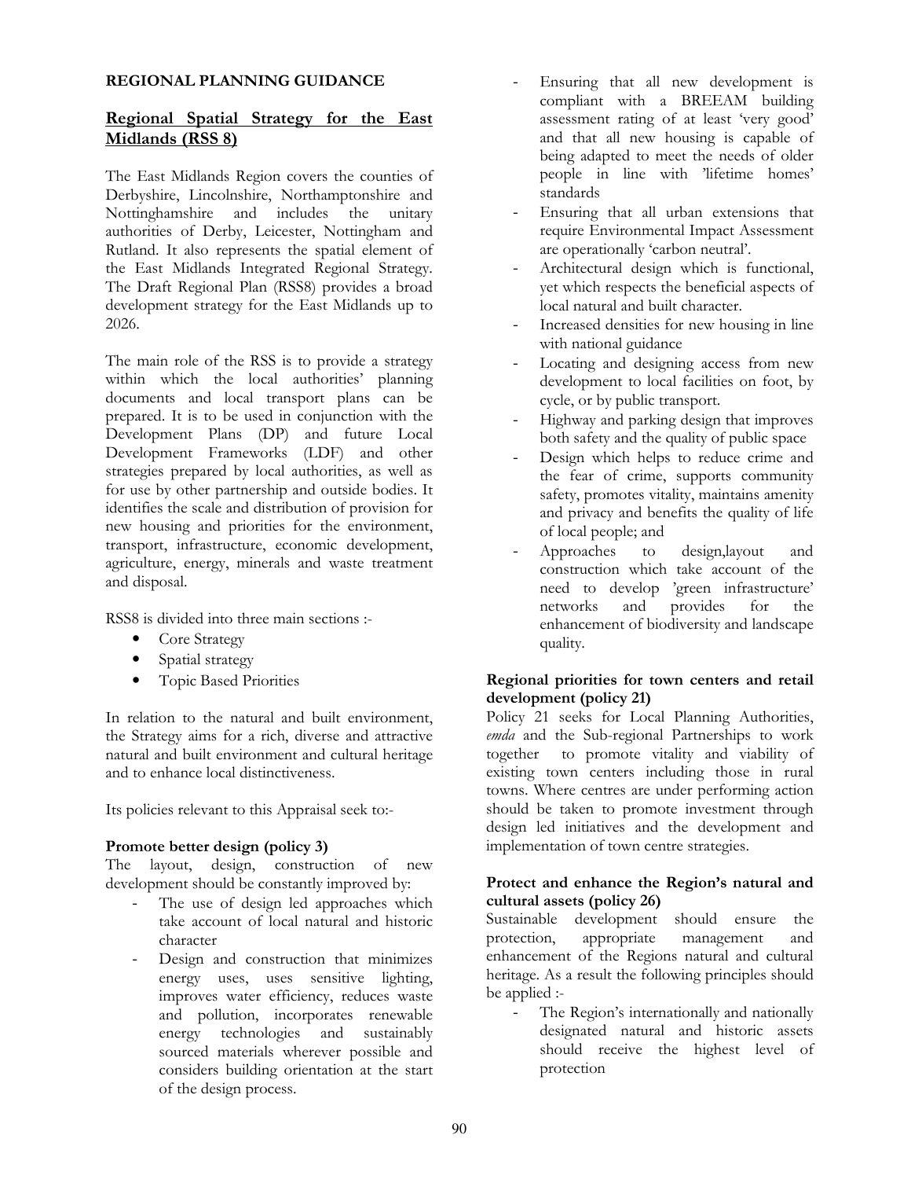**REGIONAL PLANNING GUIDANCE**

## Regional Spatial Strategy for the East Midlands (RSS 8)

The East Midlands Region covers the counties of Derbyshire, Lincolnshire, Northamptonshire and Nottinghamshire and includes the unitary authorities of Derby, Leicester, Nottingham and Rutland. It also represents the spatial element of the East Midlands Integrated Regional Strategy. The Draft Regional Plan (RSS8) provides a broad development strategy for the East Midlands up to 2026.

The main role of the RSS is to provide a strategy within which the local authorities' planning documents and local transport plans can be prepared. It is to be used in conjunction with the Development Plans (DP) and future Local Development Frameworks (LDF) and other strategies prepared by local authorities, as well as for use by other partnership and outside bodies. It identifies the scale and distribution of provision for new housing and priorities for the environment, transport, infrastructure, economic development, agriculture, energy, minerals and waste treatment and disposal.

RSS8 is divided into three main sections :-

- Core Strategy
- Spatial strategy
- Topic Based Priorities

In relation to the natural and built environment, the Strategy aims for a rich, diverse and attractive natural and built environment and cultural heritage and to enhance local distinctiveness.

Its policies relevant to this Appraisal seek to:-

**Promote better design (policy 3)**

The layout, design, construction of new development should be constantly improved by:

- The use of design led approaches which take account of local natural and historic character
- Design and construction that minimizes energy uses, uses sensitive lighting, improves water efficiency, reduces waste and pollution, incorporates renewable energy technologies and sustainably sourced materials wherever possible and considers building orientation at the start of the design process.
- Ensuring that all new development is compliant with a BREEAM building assessment rating of at least 'very good' and that all new housing is capable of being adapted to meet the needs of older people in line with 'lifetime homes' standards
- Ensuring that all urban extensions that require Environmental Impact Assessment are operationally 'carbon neutral'.
- Architectural design which is functional, yet which respects the beneficial aspects of local natural and built character.
- Increased densities for new housing in line with national guidance
- Locating and designing access from new development to local facilities on foot, by cycle, or by public transport.
- Highway and parking design that improves both safety and the quality of public space
- Design which helps to reduce crime and the fear of crime, supports community safety, promotes vitality, maintains amenity and privacy and benefits the quality of life of local people; and
- Approaches to design,layout and construction which take account of the need to develop 'green infrastructure' networks and provides for the enhancement of biodiversity and landscape quality.

**Regional priorities for town centers and retail development (policy 21)**

Policy 21 seeks for Local Planning Authorities, *emda* and the Sub-regional Partnerships to work together to promote vitality and viability of existing town centers including those in rural towns. Where centres are under performing action should be taken to promote investment through design led initiatives and the development and implementation of town centre strategies.

**Protect and enhance the Region's natural and cultural assets (policy 26)**

Sustainable development should ensure the protection, appropriate management and enhancement of the Regions natural and cultural heritage. As a result the following principles should be applied :-

- The Region's internationally and nationally designated natural and historic assets should receive the highest level of protection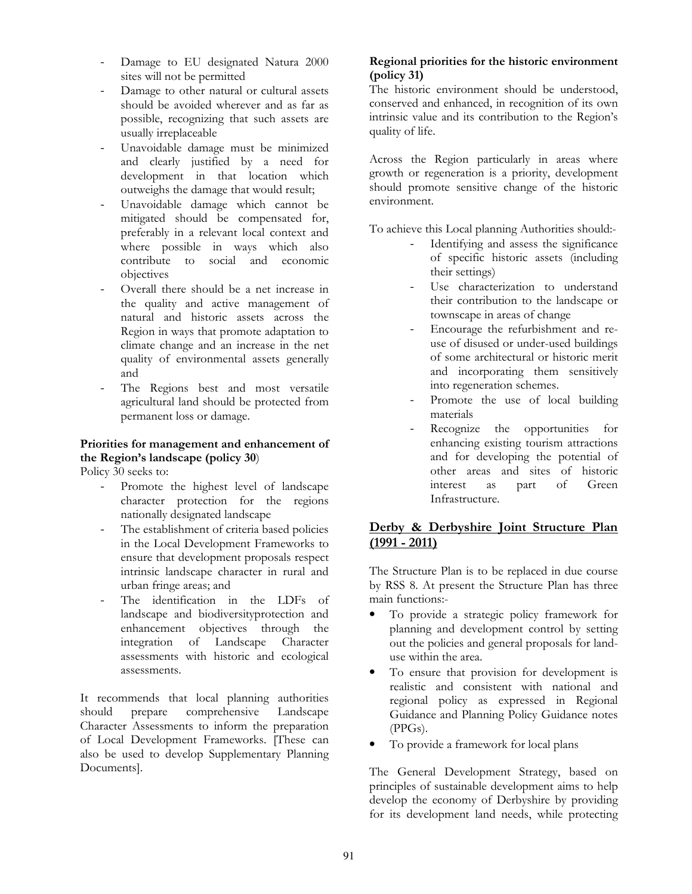- Damage to EU designated Natura 2000 sites will not be permitted
- Damage to other natural or cultural assets should be avoided wherever and as far as possible, recognizing that such assets are usually irreplaceable
- Unavoidable damage must be minimized and clearly justified by a need for development in that location which outweighs the damage that would result;
- Unavoidable damage which cannot be mitigated should be compensated for, preferably in a relevant local context and where possible in ways which also contribute to social and economic objectives
- Overall there should be a net increase in the quality and active management of natural and historic assets across the Region in ways that promote adaptation to climate change and an increase in the net quality of environmental assets generally and
- The Regions best and most versatile agricultural land should be protected from permanent loss or damage.

**Priorities for management and enhancement of the Region's landscape (policy 30**)

Policy 30 seeks to:

- Promote the highest level of landscape character protection for the regions nationally designated landscape
- The establishment of criteria based policies in the Local Development Frameworks to ensure that development proposals respect intrinsic landscape character in rural and urban fringe areas; and
- The identification in the LDFs of landscape and biodiversityprotection and enhancement objectives through the integration of Landscape Character assessments with historic and ecological assessments.

It recommends that local planning authorities should prepare comprehensive Landscape Character Assessments to inform the preparation of Local Development Frameworks. [These can also be used to develop Supplementary Planning Documents].

**Regional priorities for the historic environment (policy 31)**

The historic environment should be understood, conserved and enhanced, in recognition of its own intrinsic value and its contribution to the Region's quality of life.

Across the Region particularly in areas where growth or regeneration is a priority, development should promote sensitive change of the historic environment.

To achieve this Local planning Authorities should:-

- Identifying and assess the significance of specific historic assets (including their settings)
- Use characterization to understand their contribution to the landscape or townscape in areas of change
- Encourage the refurbishment and re-use of disused or under-used buildings of some architectural or historic merit and incorporating them sensitively into regeneration schemes.
- Promote the use of local building materials
- Recognize the opportunities for enhancing existing tourism attractions and for developing the potential of other areas and sites of historic interest as part of Green Infrastructure.

## Derby & Derbyshire Joint Structure Plan (1991 - 2011)

The Structure Plan is to be replaced in due course by RSS 8. At present the Structure Plan has three main functions:-

- To provide a strategic policy framework for planning and development control by setting out the policies and general proposals for land-use within the area.
- To ensure that provision for development is realistic and consistent with national and regional policy as expressed in Regional Guidance and Planning Policy Guidance notes (PPGs).
- To provide a framework for local plans

The General Development Strategy, based on principles of sustainable development aims to help develop the economy of Derbyshire by providing for its development land needs, while protecting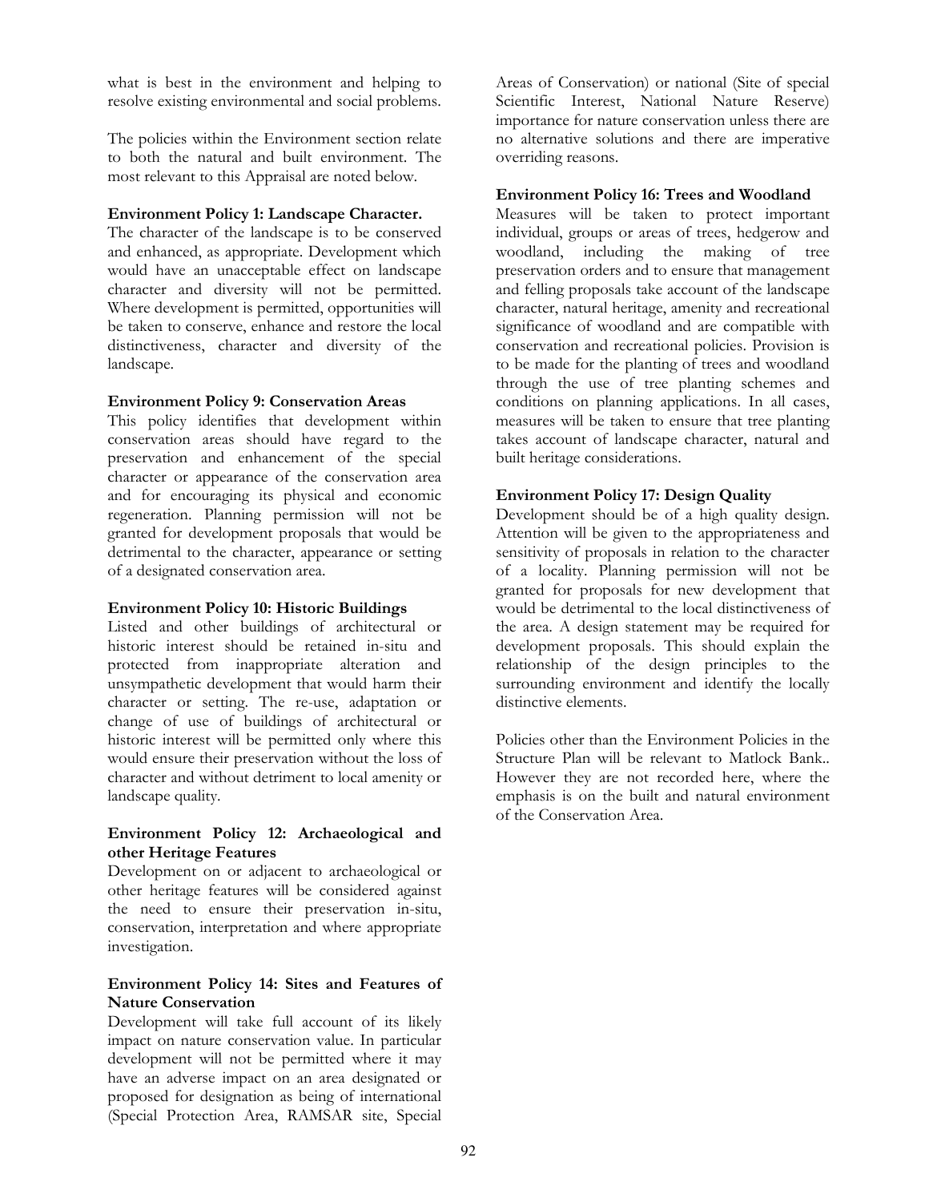what is best in the environment and helping to resolve existing environmental and social problems.

The policies within the Environment section relate to both the natural and built environment. The most relevant to this Appraisal are noted below.

**Environment Policy 1: Landscape Character.**

The character of the landscape is to be conserved and enhanced, as appropriate. Development which would have an unacceptable effect on landscape character and diversity will not be permitted. Where development is permitted, opportunities will be taken to conserve, enhance and restore the local distinctiveness, character and diversity of the landscape.

**Environment Policy 9: Conservation Areas**

This policy identifies that development within conservation areas should have regard to the preservation and enhancement of the special character or appearance of the conservation area and for encouraging its physical and economic regeneration. Planning permission will not be granted for development proposals that would be detrimental to the character, appearance or setting of a designated conservation area.

**Environment Policy 10: Historic Buildings**

Listed and other buildings of architectural or historic interest should be retained in-situ and protected from inappropriate alteration and unsympathetic development that would harm their character or setting. The re-use, adaptation or change of use of buildings of architectural or historic interest will be permitted only where this would ensure their preservation without the loss of character and without detriment to local amenity or landscape quality.

**Environment Policy 12: Archaeological and other Heritage Features**

Development on or adjacent to archaeological or other heritage features will be considered against the need to ensure their preservation in-situ, conservation, interpretation and where appropriate investigation.

**Environment Policy 14: Sites and Features of Nature Conservation**

Development will take full account of its likely impact on nature conservation value. In particular development will not be permitted where it may have an adverse impact on an area designated or proposed for designation as being of international (Special Protection Area, RAMSAR site, Special Areas of Conservation) or national (Site of special Scientific Interest, National Nature Reserve) importance for nature conservation unless there are no alternative solutions and there are imperative overriding reasons.

**Environment Policy 16: Trees and Woodland**

Measures will be taken to protect important individual, groups or areas of trees, hedgerow and woodland, including the making of tree preservation orders and to ensure that management and felling proposals take account of the landscape character, natural heritage, amenity and recreational significance of woodland and are compatible with conservation and recreational policies. Provision is to be made for the planting of trees and woodland through the use of tree planting schemes and conditions on planning applications. In all cases, measures will be taken to ensure that tree planting takes account of landscape character, natural and built heritage considerations.

**Environment Policy 17: Design Quality**

Development should be of a high quality design. Attention will be given to the appropriateness and sensitivity of proposals in relation to the character of a locality. Planning permission will not be granted for proposals for new development that would be detrimental to the local distinctiveness of the area. A design statement may be required for development proposals. This should explain the relationship of the design principles to the surrounding environment and identify the locally distinctive elements.

Policies other than the Environment Policies in the Structure Plan will be relevant to Matlock Bank.. However they are not recorded here, where the emphasis is on the built and natural environment of the Conservation Area.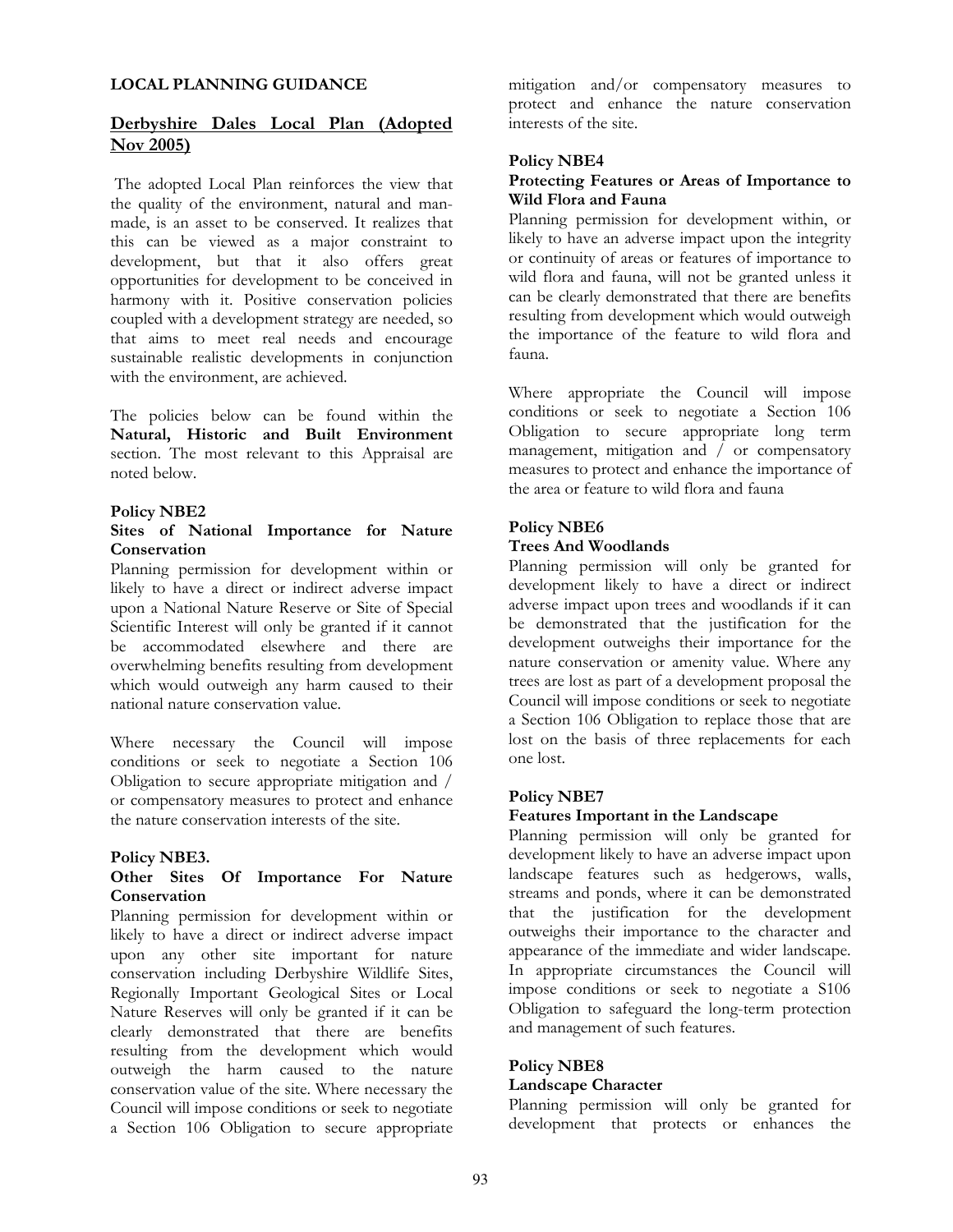**LOCAL PLANNING GUIDANCE**

## Derbyshire Dales Local Plan (Adopted Nov 2005)

The adopted Local Plan reinforces the view that the quality of the environment, natural and man-made, is an asset to be conserved. It realizes that this can be viewed as a major constraint to development, but that it also offers great opportunities for development to be conceived in harmony with it. Positive conservation policies coupled with a development strategy are needed, so that aims to meet real needs and encourage sustainable realistic developments in conjunction with the environment, are achieved.

The policies below can be found within the **Natural, Historic and Built Environment** section. The most relevant to this Appraisal are noted below.

**Policy NBE2**

**Sites of National Importance for Nature Conservation**

Planning permission for development within or likely to have a direct or indirect adverse impact upon a National Nature Reserve or Site of Special Scientific Interest will only be granted if it cannot be accommodated elsewhere and there are overwhelming benefits resulting from development which would outweigh any harm caused to their national nature conservation value.

Where necessary the Council will impose conditions or seek to negotiate a Section 106 Obligation to secure appropriate mitigation and / or compensatory measures to protect and enhance the nature conservation interests of the site.

**Policy NBE3.**

**Other Sites Of Importance For Nature Conservation**

Planning permission for development within or likely to have a direct or indirect adverse impact upon any other site important for nature conservation including Derbyshire Wildlife Sites, Regionally Important Geological Sites or Local Nature Reserves will only be granted if it can be clearly demonstrated that there are benefits resulting from the development which would outweigh the harm caused to the nature conservation value of the site. Where necessary the Council will impose conditions or seek to negotiate a Section 106 Obligation to secure appropriate mitigation and/or compensatory measures to protect and enhance the nature conservation interests of the site.

**Policy NBE4**

**Protecting Features or Areas of Importance to Wild Flora and Fauna**

Planning permission for development within, or likely to have an adverse impact upon the integrity or continuity of areas or features of importance to wild flora and fauna, will not be granted unless it can be clearly demonstrated that there are benefits resulting from development which would outweigh the importance of the feature to wild flora and fauna.

Where appropriate the Council will impose conditions or seek to negotiate a Section 106 Obligation to secure appropriate long term management, mitigation and / or compensatory measures to protect and enhance the importance of the area or feature to wild flora and fauna

**Policy NBE6**

**Trees And Woodlands**

Planning permission will only be granted for development likely to have a direct or indirect adverse impact upon trees and woodlands if it can be demonstrated that the justification for the development outweighs their importance for the nature conservation or amenity value. Where any trees are lost as part of a development proposal the Council will impose conditions or seek to negotiate a Section 106 Obligation to replace those that are lost on the basis of three replacements for each one lost.

**Policy NBE7**

**Features Important in the Landscape**

Planning permission will only be granted for development likely to have an adverse impact upon landscape features such as hedgerows, walls, streams and ponds, where it can be demonstrated that the justification for the development outweighs their importance to the character and appearance of the immediate and wider landscape. In appropriate circumstances the Council will impose conditions or seek to negotiate a S106 Obligation to safeguard the long-term protection and management of such features.

**Policy NBE8**

**Landscape Character**

Planning permission will only be granted for development that protects or enhances the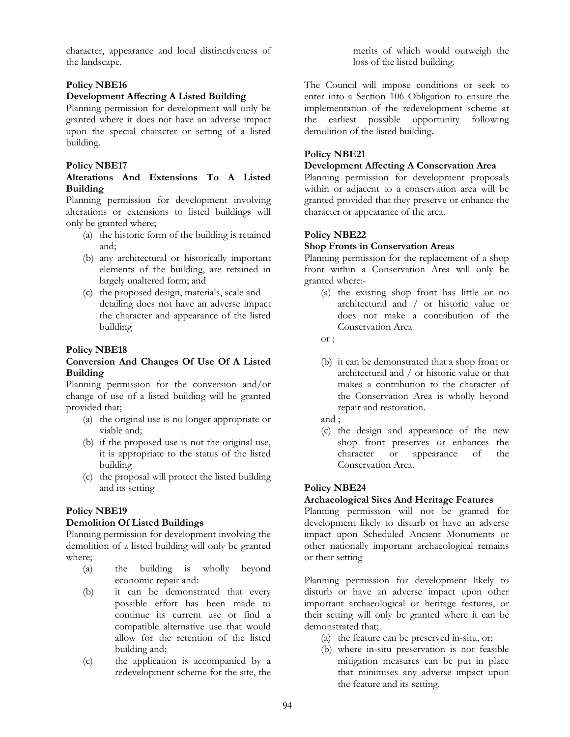character, appearance and local distinctiveness of the landscape.

**Policy NBE16**
**Development Affecting A Listed Building**

Planning permission for development will only be granted where it does not have an adverse impact upon the special character or setting of a listed building.

**Policy NBE17**
**Alterations And Extensions To A Listed Building**

Planning permission for development involving alterations or extensions to listed buildings will only be granted where;

(a) the historic form of the building is retained and;
(b) any architectural or historically important elements of the building, are retained in largely unaltered form; and
(c) the proposed design, materials, scale and detailing does not have an adverse impact the character and appearance of the listed building

**Policy NBE18**
**Conversion And Changes Of Use Of A Listed Building**

Planning permission for the conversion and/or change of use of a listed building will be granted provided that;

(a) the original use is no longer appropriate or viable and;
(b) if the proposed use is not the original use, it is appropriate to the status of the listed building
(c) the proposal will protect the listed building and its setting

**Policy NBE19**
**Demolition Of Listed Buildings**

Planning permission for development involving the demolition of a listed building will only be granted where;

(a) the building is wholly beyond economic repair and:
(b) it can be demonstrated that every possible effort has been made to continue its current use or find a compatible alternative use that would allow for the retention of the listed building and;
(c) the application is accompanied by a redevelopment scheme for the site, the merits of which would outweigh the loss of the listed building.

The Council will impose conditions or seek to enter into a Section 106 Obligation to ensure the implementation of the redevelopment scheme at the earliest possible opportunity following demolition of the listed building.

**Policy NBE21**
**Development Affecting A Conservation Area**

Planning permission for development proposals within or adjacent to a conservation area will be granted provided that they preserve or enhance the character or appearance of the area.

**Policy NBE22**
**Shop Fronts in Conservation Areas**

Planning permission for the replacement of a shop front within a Conservation Area will only be granted where:-

(a) the existing shop front has little or no architectural and / or historic value or does not make a contribution of the Conservation Area

or ;

(b) it can be demonstrated that a shop front or architectural and / or historic value or that makes a contribution to the character of the Conservation Area is wholly beyond repair and restoration.

and ;

(c) the design and appearance of the new shop front preserves or enhances the character or appearance of the Conservation Area.

**Policy NBE24**
**Archaeological Sites And Heritage Features**

Planning permission will not be granted for development likely to disturb or have an adverse impact upon Scheduled Ancient Monuments or other nationally important archaeological remains or their setting

Planning permission for development likely to disturb or have an adverse impact upon other important archaeological or heritage features, or their setting will only be granted where it can be demonstrated that;

(a) the feature can be preserved in-situ, or;
(b) where in-situ preservation is not feasible mitigation measures can be put in place that minimises any adverse impact upon the feature and its setting.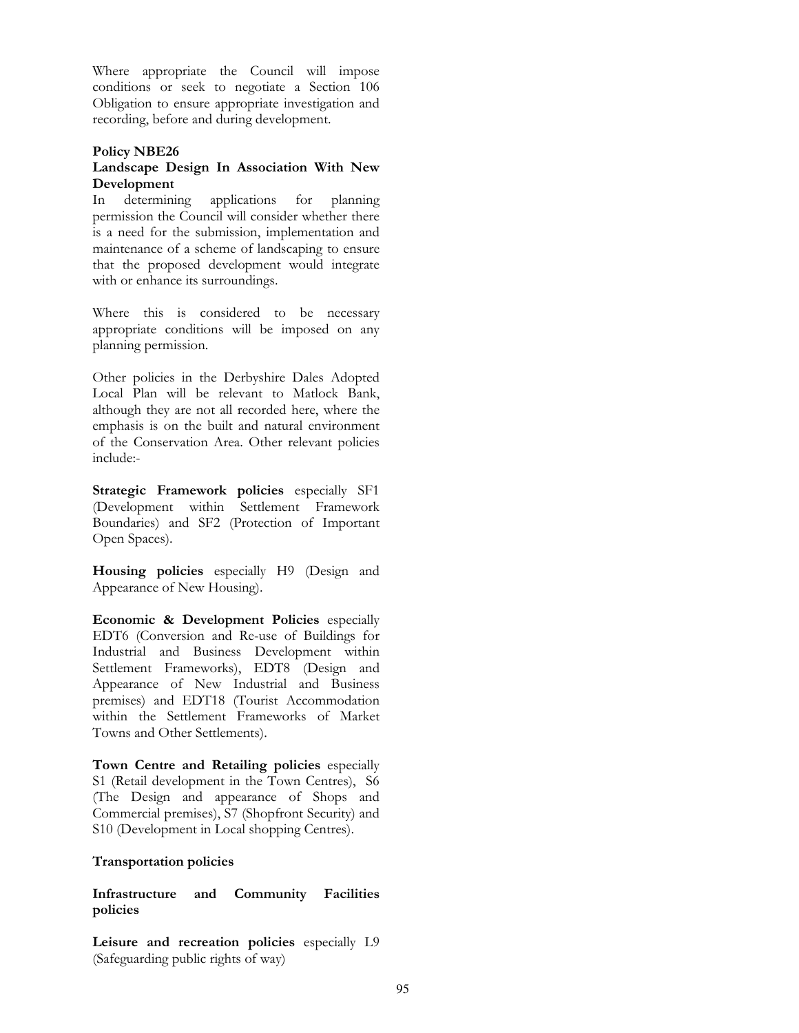Where appropriate the Council will impose conditions or seek to negotiate a Section 106 Obligation to ensure appropriate investigation and recording, before and during development.

**Policy NBE26**

**Landscape Design In Association With New Development**

In determining applications for planning permission the Council will consider whether there is a need for the submission, implementation and maintenance of a scheme of landscaping to ensure that the proposed development would integrate with or enhance its surroundings.

Where this is considered to be necessary appropriate conditions will be imposed on any planning permission.

Other policies in the Derbyshire Dales Adopted Local Plan will be relevant to Matlock Bank, although they are not all recorded here, where the emphasis is on the built and natural environment of the Conservation Area. Other relevant policies include:-

**Strategic Framework policies** especially SF1 (Development within Settlement Framework Boundaries) and SF2 (Protection of Important Open Spaces).

**Housing policies** especially H9 (Design and Appearance of New Housing).

**Economic & Development Policies** especially EDT6 (Conversion and Re-use of Buildings for Industrial and Business Development within Settlement Frameworks), EDT8 (Design and Appearance of New Industrial and Business premises) and EDT18 (Tourist Accommodation within the Settlement Frameworks of Market Towns and Other Settlements).

**Town Centre and Retailing policies** especially S1 (Retail development in the Town Centres), S6 (The Design and appearance of Shops and Commercial premises), S7 (Shopfront Security) and S10 (Development in Local shopping Centres).

**Transportation policies**

**Infrastructure and Community Facilities policies**

**Leisure and recreation policies** especially L9 (Safeguarding public rights of way)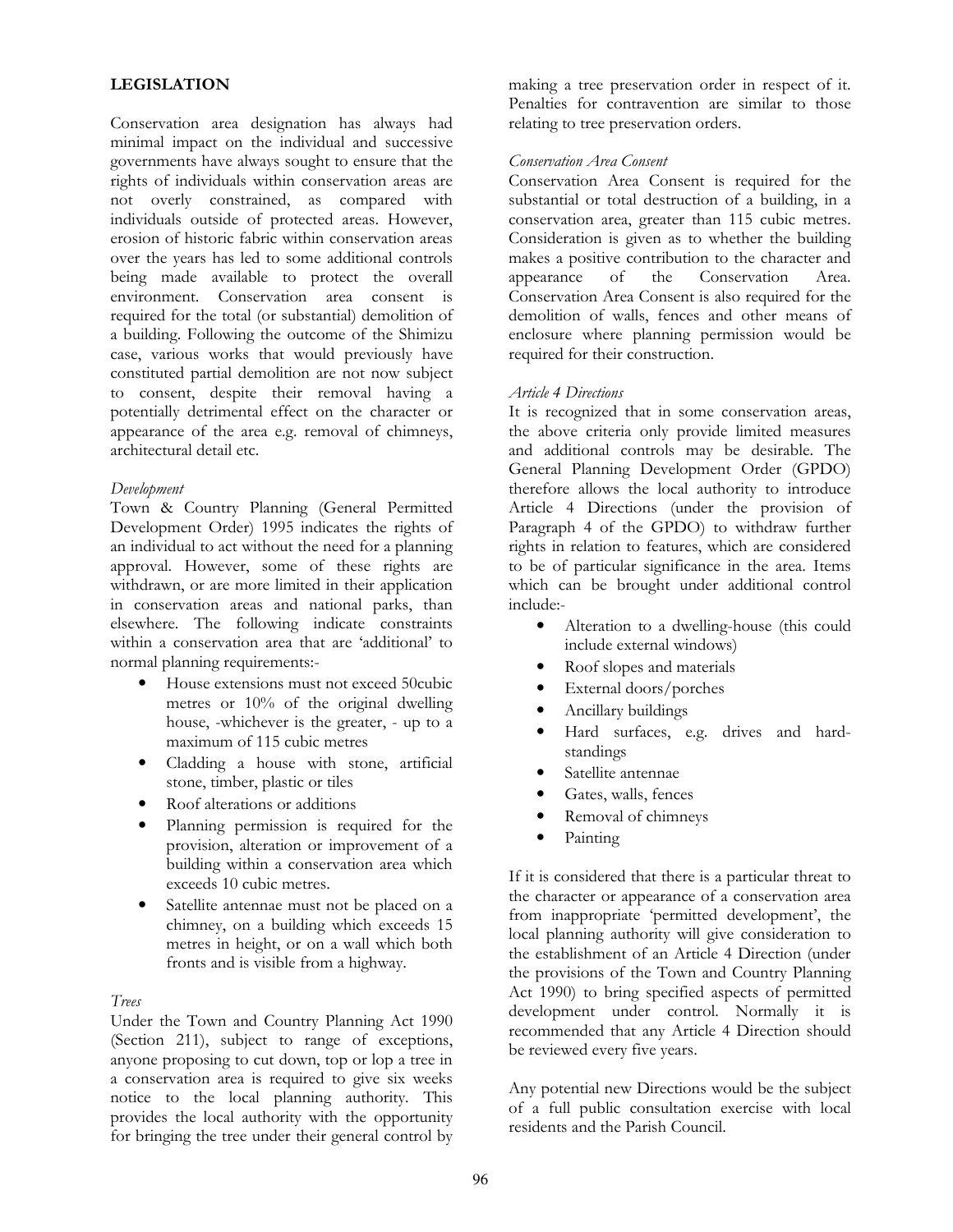## LEGISLATION

Conservation area designation has always had minimal impact on the individual and successive governments have always sought to ensure that the rights of individuals within conservation areas are not overly constrained, as compared with individuals outside of protected areas. However, erosion of historic fabric within conservation areas over the years has led to some additional controls being made available to protect the overall environment. Conservation area consent is required for the total (or substantial) demolition of a building. Following the outcome of the Shimizu case, various works that would previously have constituted partial demolition are not now subject to consent, despite their removal having a potentially detrimental effect on the character or appearance of the area e.g. removal of chimneys, architectural detail etc.

*Development*

Town & Country Planning (General Permitted Development Order) 1995 indicates the rights of an individual to act without the need for a planning approval. However, some of these rights are withdrawn, or are more limited in their application in conservation areas and national parks, than elsewhere. The following indicate constraints within a conservation area that are 'additional' to normal planning requirements:-

- House extensions must not exceed 50cubic metres or 10% of the original dwelling house, -whichever is the greater, - up to a maximum of 115 cubic metres
- Cladding a house with stone, artificial stone, timber, plastic or tiles
- Roof alterations or additions
- Planning permission is required for the provision, alteration or improvement of a building within a conservation area which exceeds 10 cubic metres.
- Satellite antennae must not be placed on a chimney, on a building which exceeds 15 metres in height, or on a wall which both fronts and is visible from a highway.

*Trees*

Under the Town and Country Planning Act 1990 (Section 211), subject to range of exceptions, anyone proposing to cut down, top or lop a tree in a conservation area is required to give six weeks notice to the local planning authority. This provides the local authority with the opportunity for bringing the tree under their general control by making a tree preservation order in respect of it. Penalties for contravention are similar to those relating to tree preservation orders.

*Conservation Area Consent*

Conservation Area Consent is required for the substantial or total destruction of a building, in a conservation area, greater than 115 cubic metres. Consideration is given as to whether the building makes a positive contribution to the character and appearance of the Conservation Area. Conservation Area Consent is also required for the demolition of walls, fences and other means of enclosure where planning permission would be required for their construction.

*Article 4 Directions*

It is recognized that in some conservation areas, the above criteria only provide limited measures and additional controls may be desirable. The General Planning Development Order (GPDO) therefore allows the local authority to introduce Article 4 Directions (under the provision of Paragraph 4 of the GPDO) to withdraw further rights in relation to features, which are considered to be of particular significance in the area. Items which can be brought under additional control include:-

- Alteration to a dwelling-house (this could include external windows)
- Roof slopes and materials
- External doors/porches
- Ancillary buildings
- Hard surfaces, e.g. drives and hard-standings
- Satellite antennae
- Gates, walls, fences
- Removal of chimneys
- Painting

If it is considered that there is a particular threat to the character or appearance of a conservation area from inappropriate 'permitted development', the local planning authority will give consideration to the establishment of an Article 4 Direction (under the provisions of the Town and Country Planning Act 1990) to bring specified aspects of permitted development under control. Normally it is recommended that any Article 4 Direction should be reviewed every five years.

Any potential new Directions would be the subject of a full public consultation exercise with local residents and the Parish Council.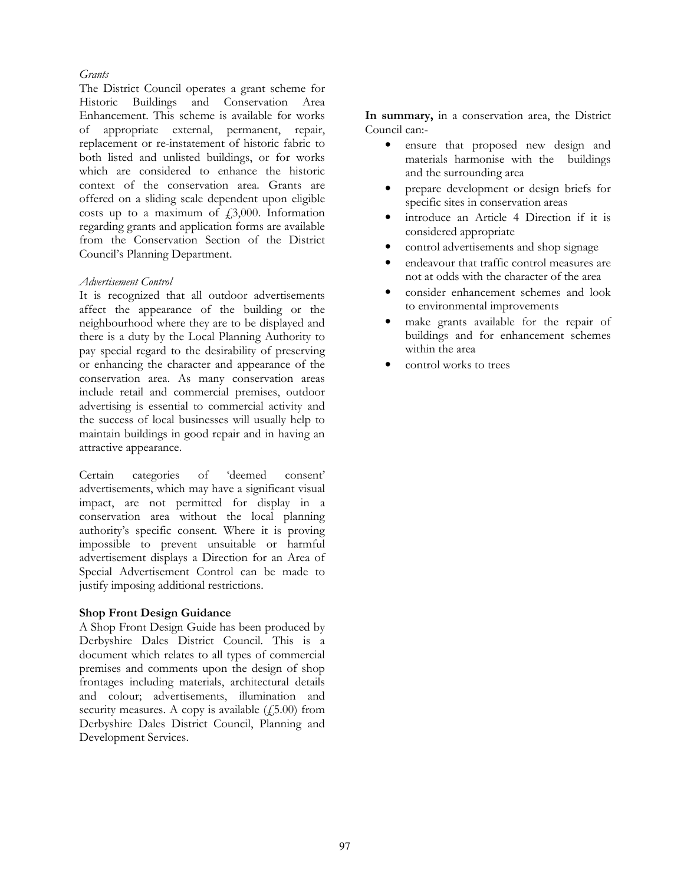*Grants*

The District Council operates a grant scheme for Historic Buildings and Conservation Area Enhancement. This scheme is available for works of appropriate external, permanent, repair, replacement or re-instatement of historic fabric to both listed and unlisted buildings, or for works which are considered to enhance the historic context of the conservation area. Grants are offered on a sliding scale dependent upon eligible costs up to a maximum of £3,000. Information regarding grants and application forms are available from the Conservation Section of the District Council's Planning Department.

*Advertisement Control*

It is recognized that all outdoor advertisements affect the appearance of the building or the neighbourhood where they are to be displayed and there is a duty by the Local Planning Authority to pay special regard to the desirability of preserving or enhancing the character and appearance of the conservation area. As many conservation areas include retail and commercial premises, outdoor advertising is essential to commercial activity and the success of local businesses will usually help to maintain buildings in good repair and in having an attractive appearance.

Certain categories of 'deemed consent' advertisements, which may have a significant visual impact, are not permitted for display in a conservation area without the local planning authority's specific consent. Where it is proving impossible to prevent unsuitable or harmful advertisement displays a Direction for an Area of Special Advertisement Control can be made to justify imposing additional restrictions.

**Shop Front Design Guidance**

A Shop Front Design Guide has been produced by Derbyshire Dales District Council. This is a document which relates to all types of commercial premises and comments upon the design of shop frontages including materials, architectural details and colour; advertisements, illumination and security measures. A copy is available (£5.00) from Derbyshire Dales District Council, Planning and Development Services.

**In summary,** in a conservation area, the District Council can:-

- ensure that proposed new design and materials harmonise with the buildings and the surrounding area
- prepare development or design briefs for specific sites in conservation areas
- introduce an Article 4 Direction if it is considered appropriate
- control advertisements and shop signage
- endeavour that traffic control measures are not at odds with the character of the area
- consider enhancement schemes and look to environmental improvements
- make grants available for the repair of buildings and for enhancement schemes within the area
- control works to trees